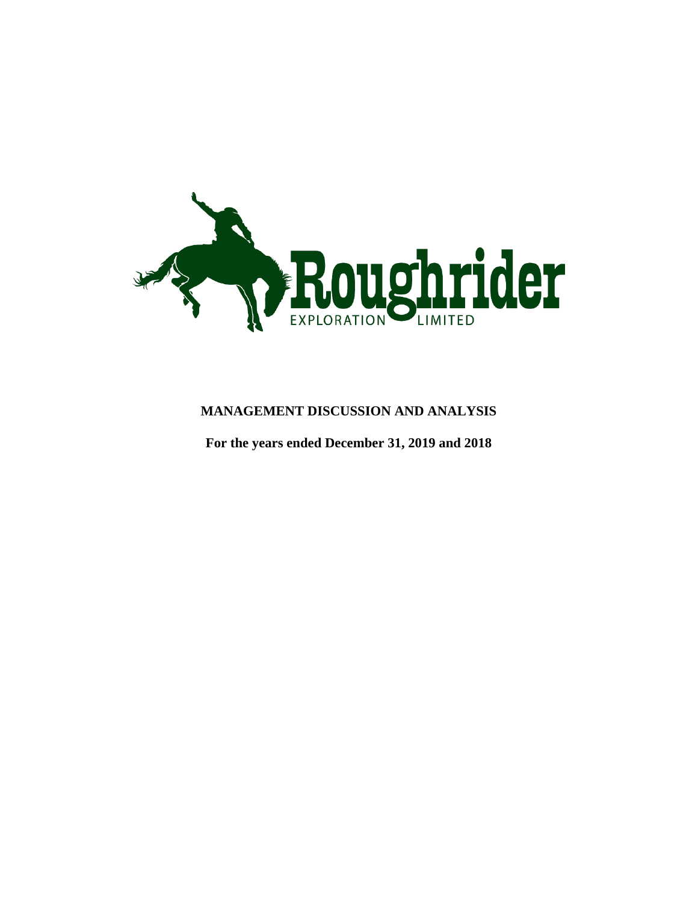Roughrider

EXPLORATION LIMITED

**MANAGEMENT DISCUSSION AND ANALYSIS**

**For the years ended December 31, 2019 and 2018**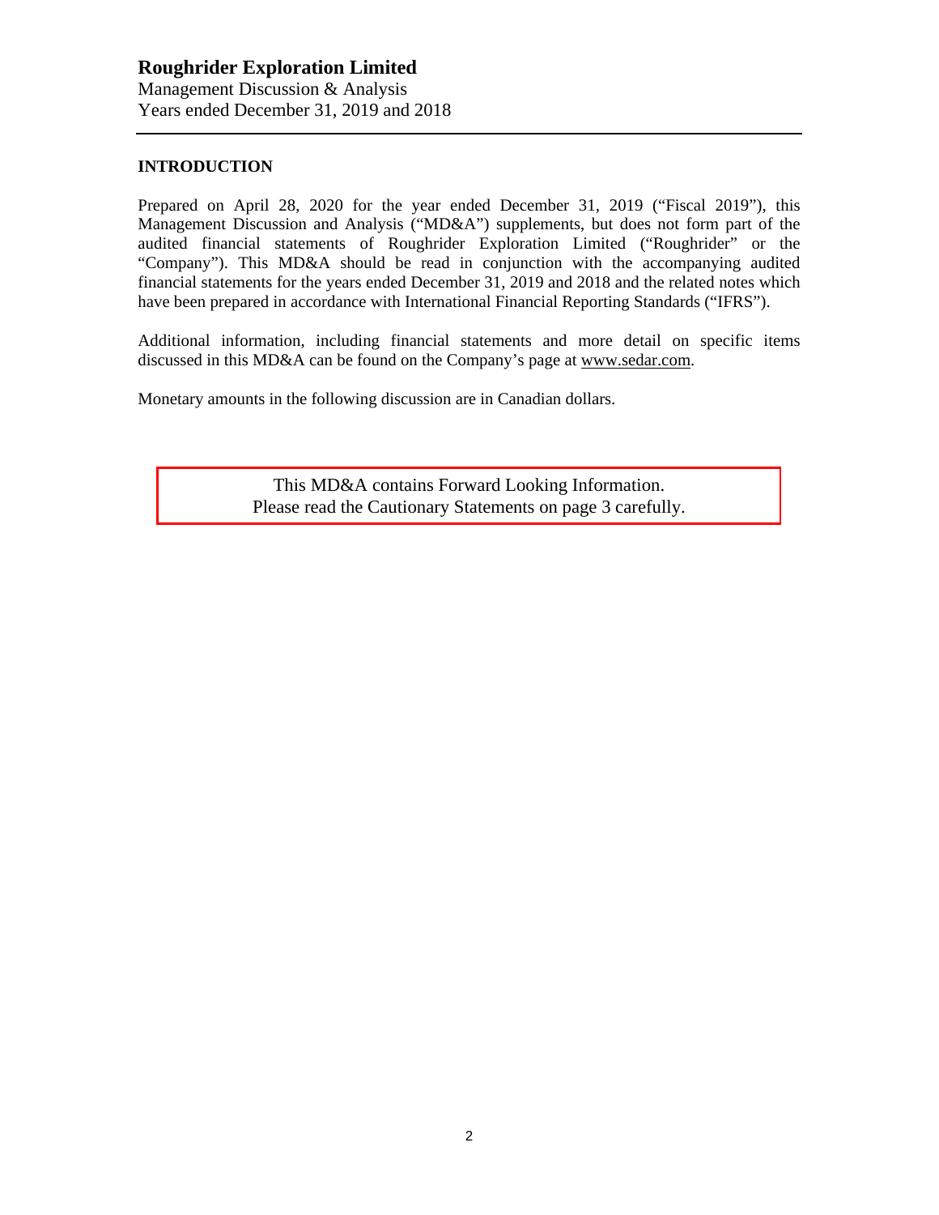# Roughrider Exploration Limited

Management Discussion & Analysis
Years ended December 31, 2019 and 2018

## INTRODUCTION

Prepared on April 28, 2020 for the year ended December 31, 2019 ("Fiscal 2019"), this Management Discussion and Analysis ("MD&A") supplements, but does not form part of the audited financial statements of Roughrider Exploration Limited ("Roughrider" or the "Company"). This MD&A should be read in conjunction with the accompanying audited financial statements for the years ended December 31, 2019 and 2018 and the related notes which have been prepared in accordance with International Financial Reporting Standards ("IFRS").

Additional information, including financial statements and more detail on specific items discussed in this MD&A can be found on the Company's page at www.sedar.com.

Monetary amounts in the following discussion are in Canadian dollars.

This MD&A contains Forward Looking Information.
Please read the Cautionary Statements on page 3 carefully.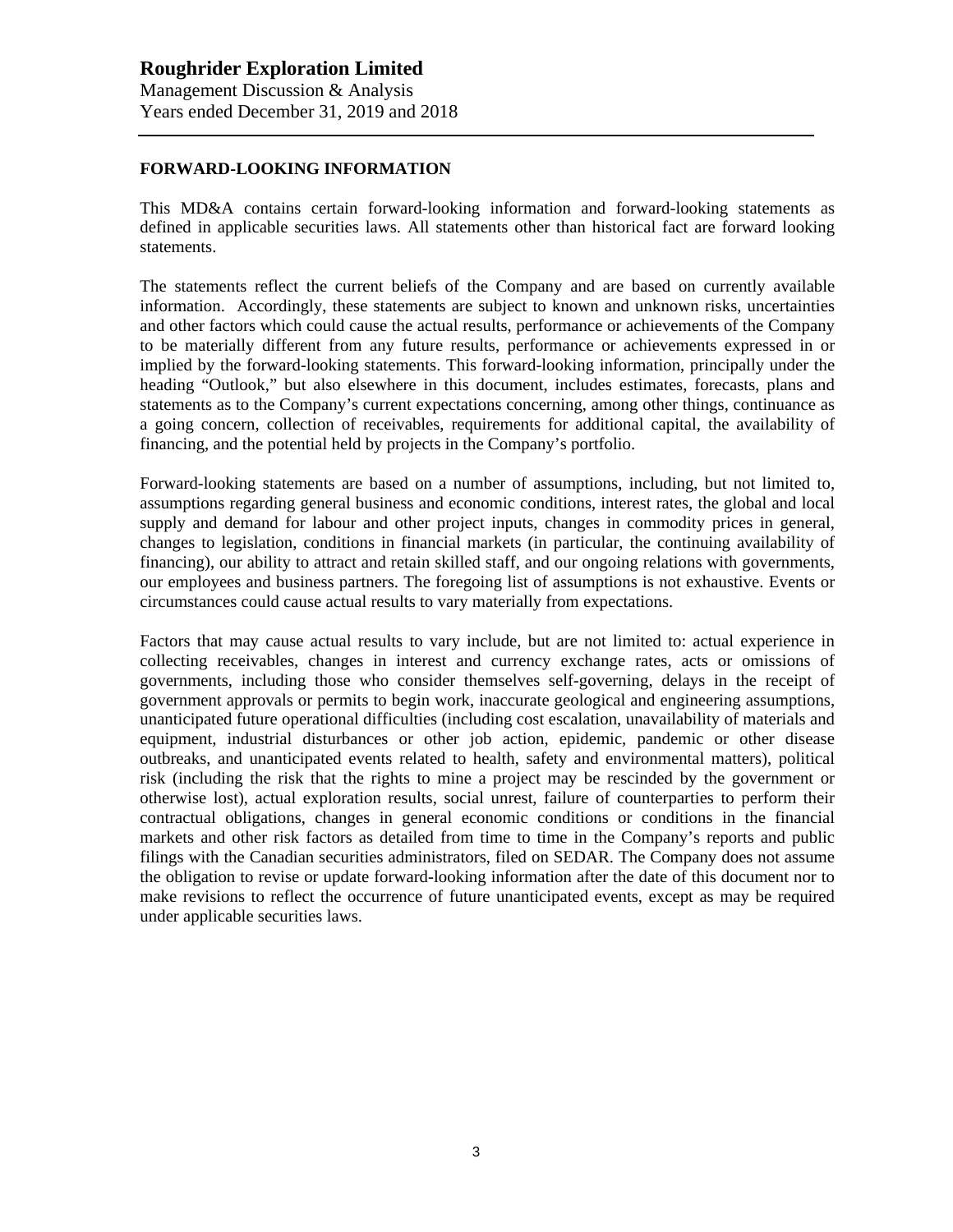## FORWARD-LOOKING INFORMATION

This MD&A contains certain forward-looking information and forward-looking statements as defined in applicable securities laws. All statements other than historical fact are forward looking statements.

The statements reflect the current beliefs of the Company and are based on currently available information. Accordingly, these statements are subject to known and unknown risks, uncertainties and other factors which could cause the actual results, performance or achievements of the Company to be materially different from any future results, performance or achievements expressed in or implied by the forward-looking statements. This forward-looking information, principally under the heading "Outlook," but also elsewhere in this document, includes estimates, forecasts, plans and statements as to the Company's current expectations concerning, among other things, continuance as a going concern, collection of receivables, requirements for additional capital, the availability of financing, and the potential held by projects in the Company's portfolio.

Forward-looking statements are based on a number of assumptions, including, but not limited to, assumptions regarding general business and economic conditions, interest rates, the global and local supply and demand for labour and other project inputs, changes in commodity prices in general, changes to legislation, conditions in financial markets (in particular, the continuing availability of financing), our ability to attract and retain skilled staff, and our ongoing relations with governments, our employees and business partners. The foregoing list of assumptions is not exhaustive. Events or circumstances could cause actual results to vary materially from expectations.

Factors that may cause actual results to vary include, but are not limited to: actual experience in collecting receivables, changes in interest and currency exchange rates, acts or omissions of governments, including those who consider themselves self-governing, delays in the receipt of government approvals or permits to begin work, inaccurate geological and engineering assumptions, unanticipated future operational difficulties (including cost escalation, unavailability of materials and equipment, industrial disturbances or other job action, epidemic, pandemic or other disease outbreaks, and unanticipated events related to health, safety and environmental matters), political risk (including the risk that the rights to mine a project may be rescinded by the government or otherwise lost), actual exploration results, social unrest, failure of counterparties to perform their contractual obligations, changes in general economic conditions or conditions in the financial markets and other risk factors as detailed from time to time in the Company's reports and public filings with the Canadian securities administrators, filed on SEDAR. The Company does not assume the obligation to revise or update forward-looking information after the date of this document nor to make revisions to reflect the occurrence of future unanticipated events, except as may be required under applicable securities laws.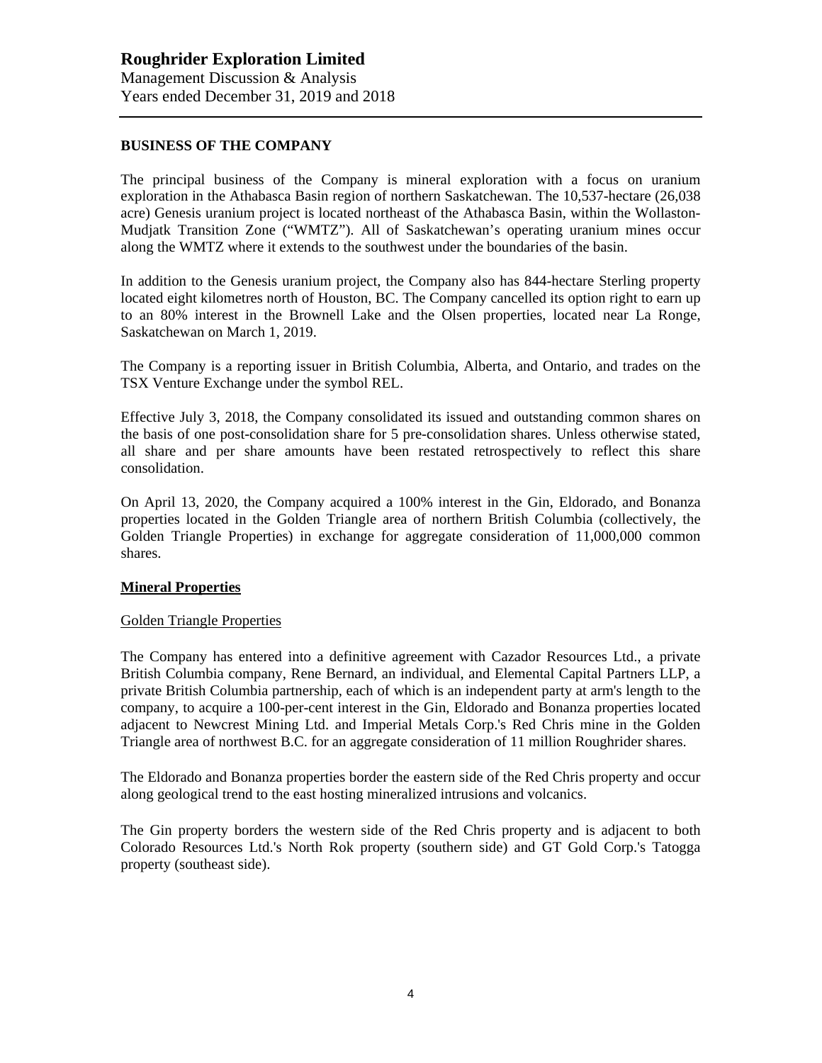## BUSINESS OF THE COMPANY

The principal business of the Company is mineral exploration with a focus on uranium exploration in the Athabasca Basin region of northern Saskatchewan. The 10,537-hectare (26,038 acre) Genesis uranium project is located northeast of the Athabasca Basin, within the Wollaston-Mudjatk Transition Zone ("WMTZ"). All of Saskatchewan's operating uranium mines occur along the WMTZ where it extends to the southwest under the boundaries of the basin.

In addition to the Genesis uranium project, the Company also has 844-hectare Sterling property located eight kilometres north of Houston, BC. The Company cancelled its option right to earn up to an 80% interest in the Brownell Lake and the Olsen properties, located near La Ronge, Saskatchewan on March 1, 2019.

The Company is a reporting issuer in British Columbia, Alberta, and Ontario, and trades on the TSX Venture Exchange under the symbol REL.

Effective July 3, 2018, the Company consolidated its issued and outstanding common shares on the basis of one post-consolidation share for 5 pre-consolidation shares. Unless otherwise stated, all share and per share amounts have been restated retrospectively to reflect this share consolidation.

On April 13, 2020, the Company acquired a 100% interest in the Gin, Eldorado, and Bonanza properties located in the Golden Triangle area of northern British Columbia (collectively, the Golden Triangle Properties) in exchange for aggregate consideration of 11,000,000 common shares.

### Mineral Properties

#### Golden Triangle Properties

The Company has entered into a definitive agreement with Cazador Resources Ltd., a private British Columbia company, Rene Bernard, an individual, and Elemental Capital Partners LLP, a private British Columbia partnership, each of which is an independent party at arm's length to the company, to acquire a 100-per-cent interest in the Gin, Eldorado and Bonanza properties located adjacent to Newcrest Mining Ltd. and Imperial Metals Corp.'s Red Chris mine in the Golden Triangle area of northwest B.C. for an aggregate consideration of 11 million Roughrider shares.

The Eldorado and Bonanza properties border the eastern side of the Red Chris property and occur along geological trend to the east hosting mineralized intrusions and volcanics.

The Gin property borders the western side of the Red Chris property and is adjacent to both Colorado Resources Ltd.'s North Rok property (southern side) and GT Gold Corp.'s Tatogga property (southeast side).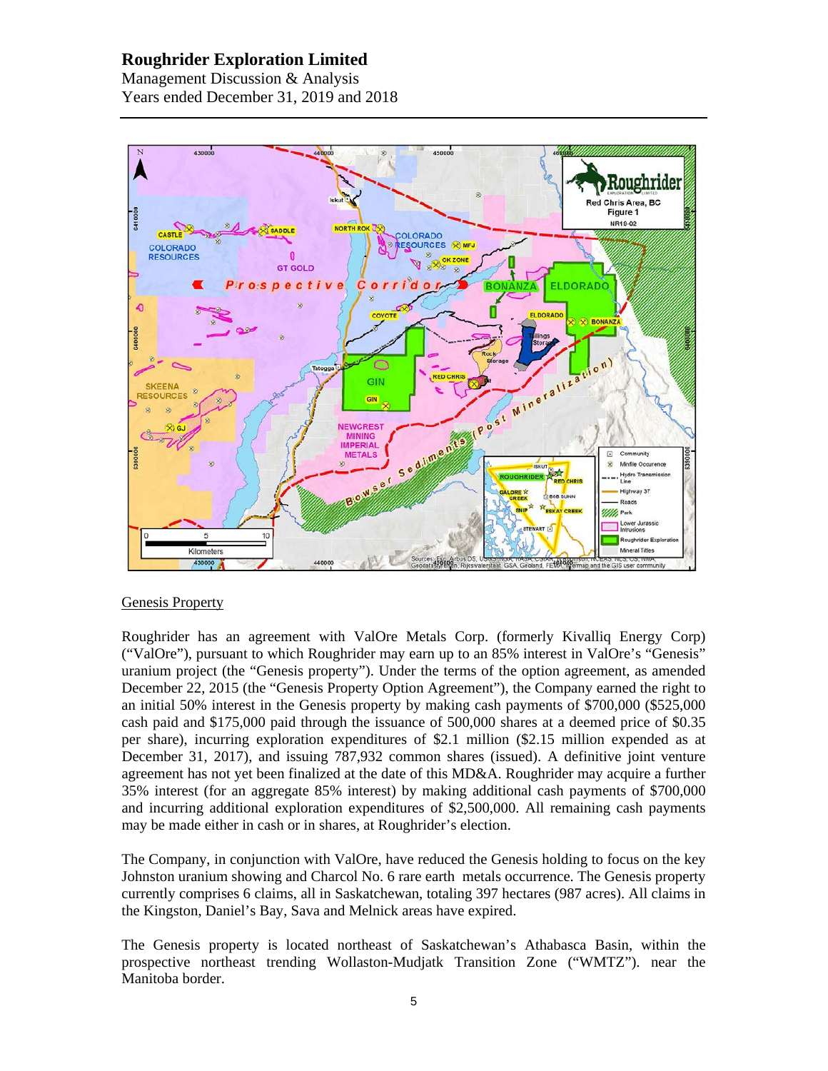## Genesis Property

Roughrider has an agreement with ValOre Metals Corp. (formerly Kivalliq Energy Corp) ("ValOre"), pursuant to which Roughrider may earn up to an 85% interest in ValOre's "Genesis" uranium project (the "Genesis property"). Under the terms of the option agreement, as amended December 22, 2015 (the "Genesis Property Option Agreement"), the Company earned the right to an initial 50% interest in the Genesis property by making cash payments of $700,000 ($525,000 cash paid and $175,000 paid through the issuance of 500,000 shares at a deemed price of $0.35 per share), incurring exploration expenditures of $2.1 million ($2.15 million expended as at December 31, 2017), and issuing 787,932 common shares (issued). A definitive joint venture agreement has not yet been finalized at the date of this MD&A. Roughrider may acquire a further 35% interest (for an aggregate 85% interest) by making additional cash payments of $700,000 and incurring additional exploration expenditures of $2,500,000. All remaining cash payments may be made either in cash or in shares, at Roughrider's election.

The Company, in conjunction with ValOre, have reduced the Genesis holding to focus on the key Johnston uranium showing and Charcol No. 6 rare earth metals occurrence. The Genesis property currently comprises 6 claims, all in Saskatchewan, totaling 397 hectares (987 acres). All claims in the Kingston, Daniel's Bay, Sava and Melnick areas have expired.

The Genesis property is located northeast of Saskatchewan's Athabasca Basin, within the prospective northeast trending Wollaston-Mudjatk Transition Zone ("WMTZ"). near the Manitoba border.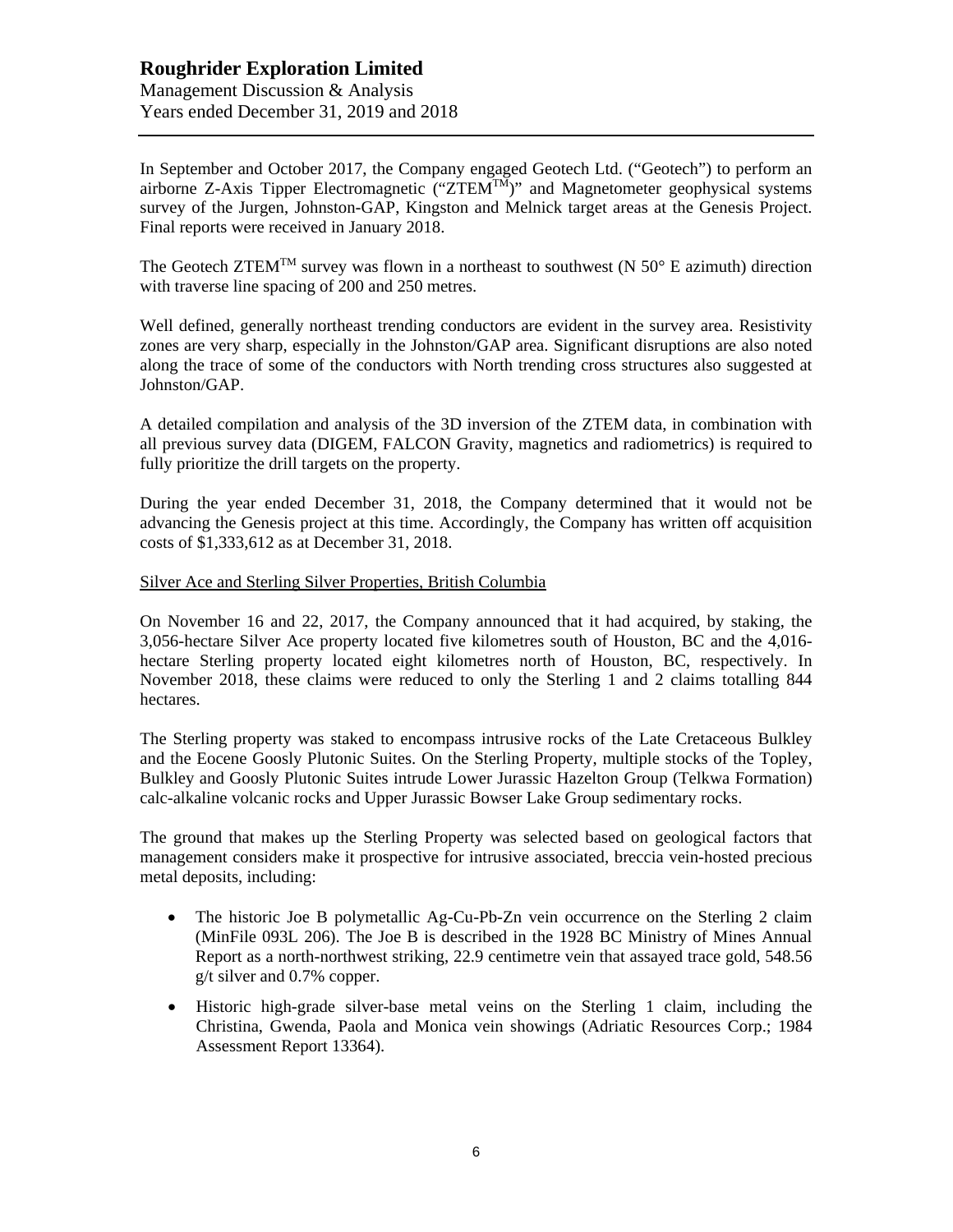In September and October 2017, the Company engaged Geotech Ltd. ("Geotech") to perform an airborne Z-Axis Tipper Electromagnetic ("ZTEM™)" and Magnetometer geophysical systems survey of the Jurgen, Johnston-GAP, Kingston and Melnick target areas at the Genesis Project. Final reports were received in January 2018.

The Geotech ZTEM™ survey was flown in a northeast to southwest (N 50° E azimuth) direction with traverse line spacing of 200 and 250 metres.

Well defined, generally northeast trending conductors are evident in the survey area. Resistivity zones are very sharp, especially in the Johnston/GAP area. Significant disruptions are also noted along the trace of some of the conductors with North trending cross structures also suggested at Johnston/GAP.

A detailed compilation and analysis of the 3D inversion of the ZTEM data, in combination with all previous survey data (DIGEM, FALCON Gravity, magnetics and radiometrics) is required to fully prioritize the drill targets on the property.

During the year ended December 31, 2018, the Company determined that it would not be advancing the Genesis project at this time. Accordingly, the Company has written off acquisition costs of $1,333,612 as at December 31, 2018.

Silver Ace and Sterling Silver Properties, British Columbia

On November 16 and 22, 2017, the Company announced that it had acquired, by staking, the 3,056-hectare Silver Ace property located five kilometres south of Houston, BC and the 4,016-hectare Sterling property located eight kilometres north of Houston, BC, respectively. In November 2018, these claims were reduced to only the Sterling 1 and 2 claims totalling 844 hectares.

The Sterling property was staked to encompass intrusive rocks of the Late Cretaceous Bulkley and the Eocene Goosly Plutonic Suites. On the Sterling Property, multiple stocks of the Topley, Bulkley and Goosly Plutonic Suites intrude Lower Jurassic Hazelton Group (Telkwa Formation) calc-alkaline volcanic rocks and Upper Jurassic Bowser Lake Group sedimentary rocks.

The ground that makes up the Sterling Property was selected based on geological factors that management considers make it prospective for intrusive associated, breccia vein-hosted precious metal deposits, including:

- The historic Joe B polymetallic Ag-Cu-Pb-Zn vein occurrence on the Sterling 2 claim (MinFile 093L 206). The Joe B is described in the 1928 BC Ministry of Mines Annual Report as a north-northwest striking, 22.9 centimetre vein that assayed trace gold, 548.56 g/t silver and 0.7% copper.
- Historic high-grade silver-base metal veins on the Sterling 1 claim, including the Christina, Gwenda, Paola and Monica vein showings (Adriatic Resources Corp.; 1984 Assessment Report 13364).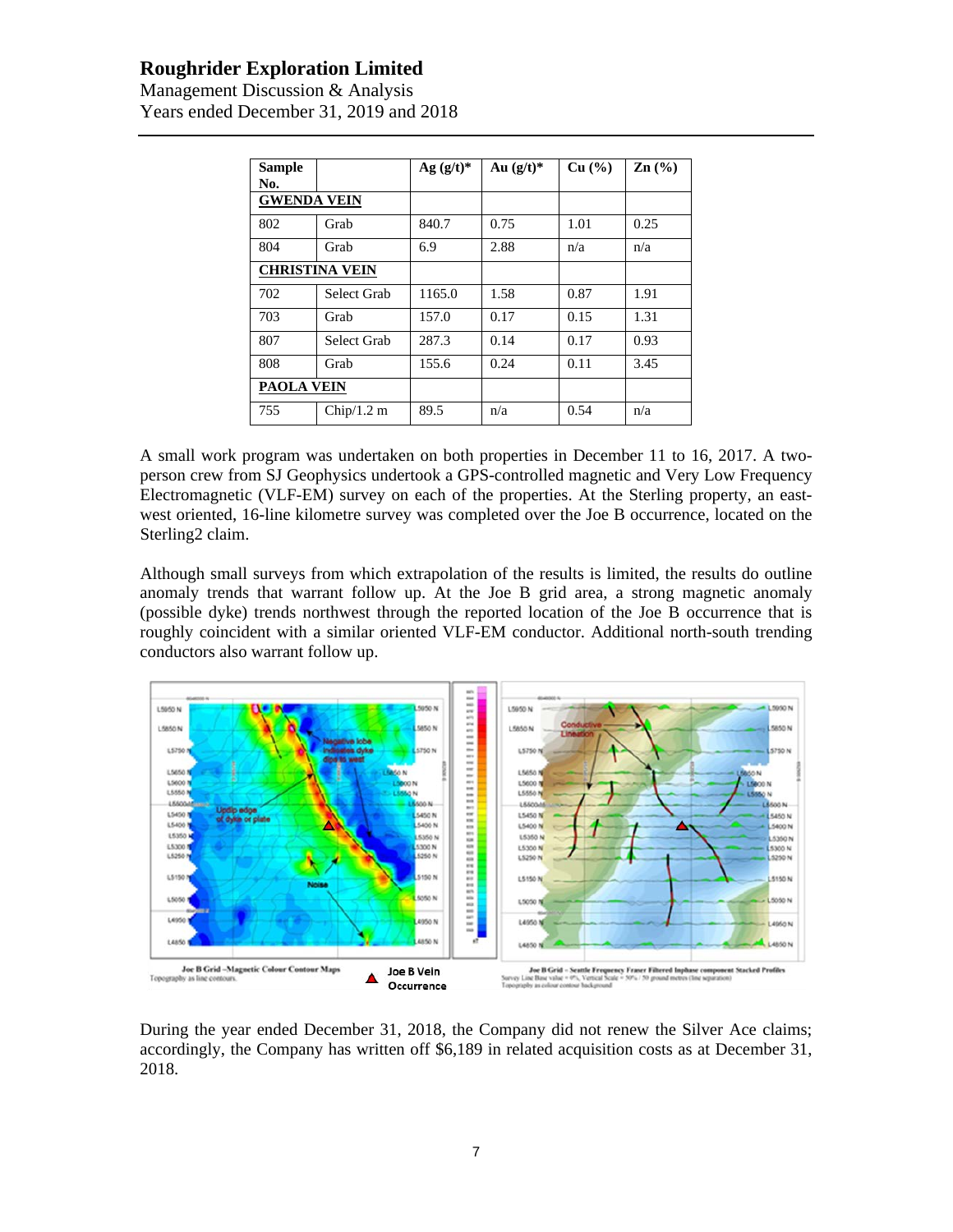| Sample No. | | Ag (g/t)* | Au (g/t)* | Cu (%) | Zn (%) |
|---|---|---|---|---|---|
| **GWENDA VEIN** | | | | | |
| 802 | Grab | 840.7 | 0.75 | 1.01 | 0.25 |
| 804 | Grab | 6.9 | 2.88 | n/a | n/a |
| **CHRISTINA VEIN** | | | | | |
| 702 | Select Grab | 1165.0 | 1.58 | 0.87 | 1.91 |
| 703 | Grab | 157.0 | 0.17 | 0.15 | 1.31 |
| 807 | Select Grab | 287.3 | 0.14 | 0.17 | 0.93 |
| 808 | Grab | 155.6 | 0.24 | 0.11 | 3.45 |
| **PAOLA VEIN** | | | | | |
| 755 | Chip/1.2 m | 89.5 | n/a | 0.54 | n/a |

A small work program was undertaken on both properties in December 11 to 16, 2017. A two-person crew from SJ Geophysics undertook a GPS-controlled magnetic and Very Low Frequency Electromagnetic (VLF-EM) survey on each of the properties. At the Sterling property, an east-west oriented, 16-line kilometre survey was completed over the Joe B occurrence, located on the Sterling2 claim.

Although small surveys from which extrapolation of the results is limited, the results do outline anomaly trends that warrant follow up. At the Joe B grid area, a strong magnetic anomaly (possible dyke) trends northwest through the reported location of the Joe B occurrence that is roughly coincident with a similar oriented VLF-EM conductor. Additional north-south trending conductors also warrant follow up.

Joe B Grid –Magnetic Colour Contour Maps. Topography as line contours. ▲ Joe B Vein Occurrence. Joe B Grid – Seattle Frequency Fraser Filtered Inphase component Stacked Profiles.

During the year ended December 31, 2018, the Company did not renew the Silver Ace claims; accordingly, the Company has written off $6,189 in related acquisition costs as at December 31, 2018.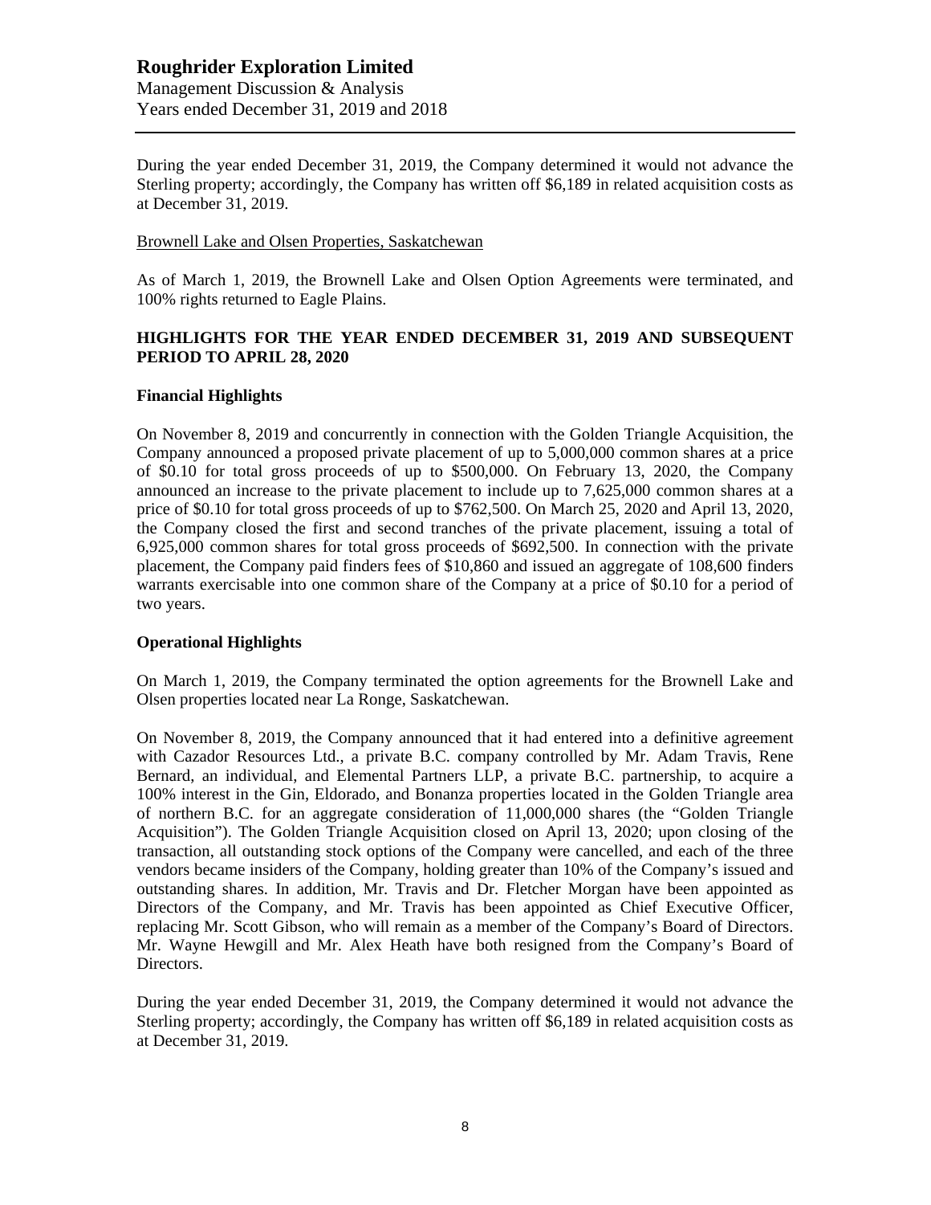During the year ended December 31, 2019, the Company determined it would not advance the Sterling property; accordingly, the Company has written off $6,189 in related acquisition costs as at December 31, 2019.

Brownell Lake and Olsen Properties, Saskatchewan

As of March 1, 2019, the Brownell Lake and Olsen Option Agreements were terminated, and 100% rights returned to Eagle Plains.

## HIGHLIGHTS FOR THE YEAR ENDED DECEMBER 31, 2019 AND SUBSEQUENT PERIOD TO APRIL 28, 2020

### Financial Highlights

On November 8, 2019 and concurrently in connection with the Golden Triangle Acquisition, the Company announced a proposed private placement of up to 5,000,000 common shares at a price of $0.10 for total gross proceeds of up to $500,000. On February 13, 2020, the Company announced an increase to the private placement to include up to 7,625,000 common shares at a price of $0.10 for total gross proceeds of up to $762,500. On March 25, 2020 and April 13, 2020, the Company closed the first and second tranches of the private placement, issuing a total of 6,925,000 common shares for total gross proceeds of $692,500. In connection with the private placement, the Company paid finders fees of $10,860 and issued an aggregate of 108,600 finders warrants exercisable into one common share of the Company at a price of $0.10 for a period of two years.

### Operational Highlights

On March 1, 2019, the Company terminated the option agreements for the Brownell Lake and Olsen properties located near La Ronge, Saskatchewan.

On November 8, 2019, the Company announced that it had entered into a definitive agreement with Cazador Resources Ltd., a private B.C. company controlled by Mr. Adam Travis, Rene Bernard, an individual, and Elemental Partners LLP, a private B.C. partnership, to acquire a 100% interest in the Gin, Eldorado, and Bonanza properties located in the Golden Triangle area of northern B.C. for an aggregate consideration of 11,000,000 shares (the "Golden Triangle Acquisition"). The Golden Triangle Acquisition closed on April 13, 2020; upon closing of the transaction, all outstanding stock options of the Company were cancelled, and each of the three vendors became insiders of the Company, holding greater than 10% of the Company's issued and outstanding shares. In addition, Mr. Travis and Dr. Fletcher Morgan have been appointed as Directors of the Company, and Mr. Travis has been appointed as Chief Executive Officer, replacing Mr. Scott Gibson, who will remain as a member of the Company's Board of Directors. Mr. Wayne Hewgill and Mr. Alex Heath have both resigned from the Company's Board of Directors.

During the year ended December 31, 2019, the Company determined it would not advance the Sterling property; accordingly, the Company has written off $6,189 in related acquisition costs as at December 31, 2019.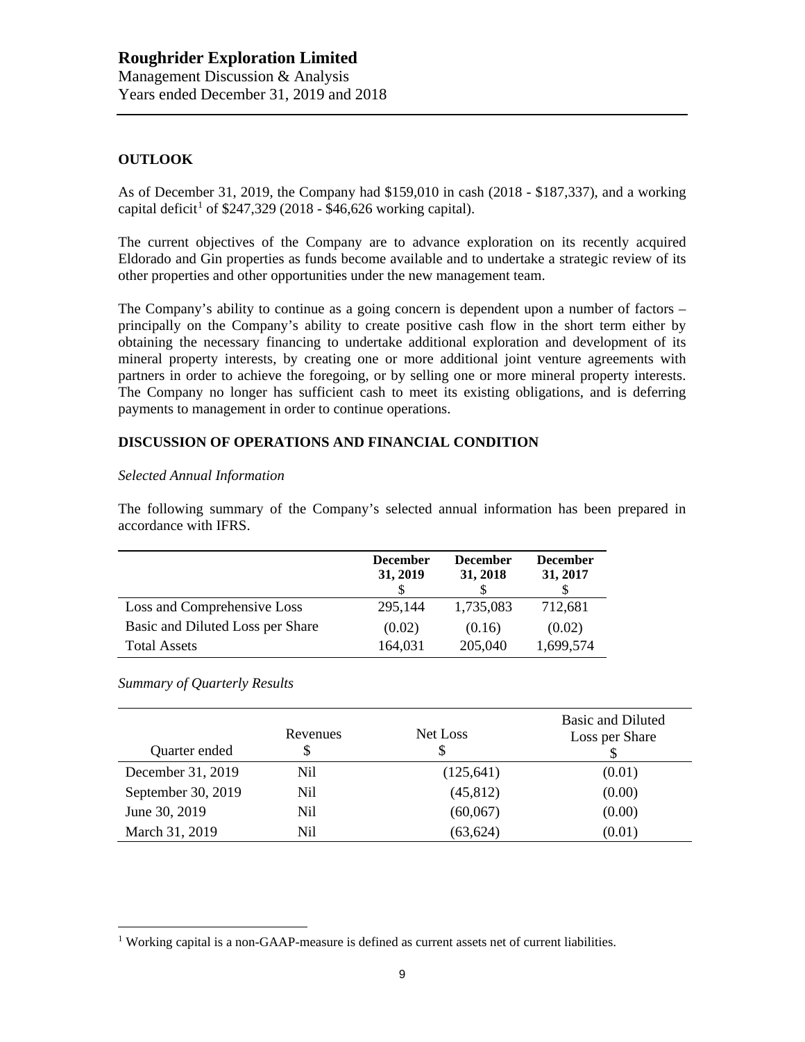## OUTLOOK

As of December 31, 2019, the Company had $159,010 in cash (2018 - $187,337), and a working capital deficit[1] of $247,329 (2018 - $46,626 working capital).

The current objectives of the Company are to advance exploration on its recently acquired Eldorado and Gin properties as funds become available and to undertake a strategic review of its other properties and other opportunities under the new management team.

The Company's ability to continue as a going concern is dependent upon a number of factors – principally on the Company's ability to create positive cash flow in the short term either by obtaining the necessary financing to undertake additional exploration and development of its mineral property interests, by creating one or more additional joint venture agreements with partners in order to achieve the foregoing, or by selling one or more mineral property interests. The Company no longer has sufficient cash to meet its existing obligations, and is deferring payments to management in order to continue operations.

## DISCUSSION OF OPERATIONS AND FINANCIAL CONDITION

*Selected Annual Information*

The following summary of the Company's selected annual information has been prepared in accordance with IFRS.

| | December 31, 2019 $ | December 31, 2018 $ | December 31, 2017 $ |
|---|---|---|---|
| Loss and Comprehensive Loss | 295,144 | 1,735,083 | 712,681 |
| Basic and Diluted Loss per Share | (0.02) | (0.16) | (0.02) |
| Total Assets | 164,031 | 205,040 | 1,699,574 |

*Summary of Quarterly Results*

| Quarter ended | Revenues $ | Net Loss $ | Basic and Diluted Loss per Share $ |
|---|---|---|---|
| December 31, 2019 | Nil | (125,641) | (0.01) |
| September 30, 2019 | Nil | (45,812) | (0.00) |
| June 30, 2019 | Nil | (60,067) | (0.00) |
| March 31, 2019 | Nil | (63,624) | (0.01) |

[1] Working capital is a non-GAAP-measure is defined as current assets net of current liabilities.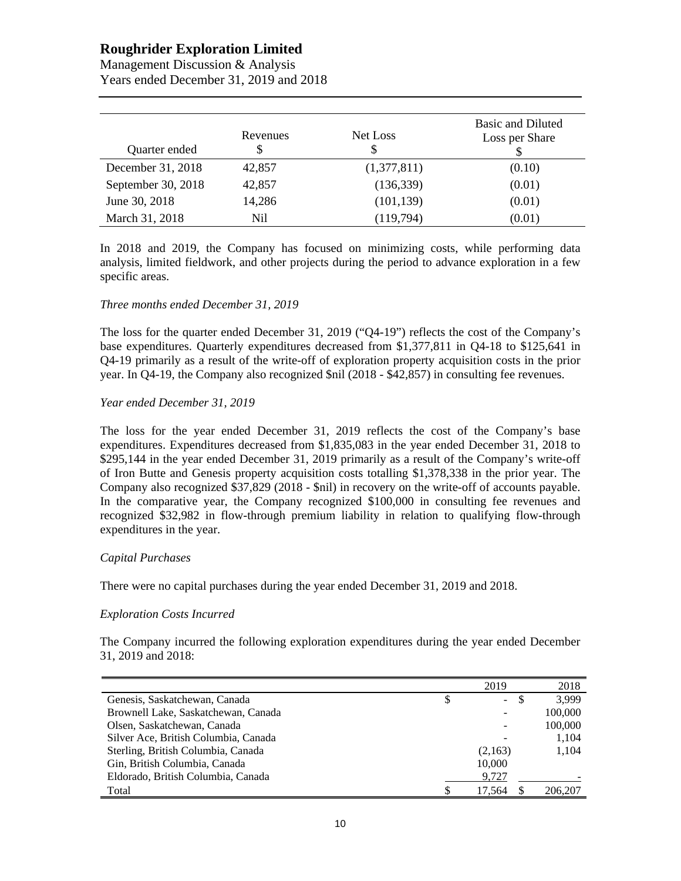| Quarter ended | Revenues $ | Net Loss $ | Basic and Diluted Loss per Share $ |
|---|---|---|---|
| December 31, 2018 | 42,857 | (1,377,811) | (0.10) |
| September 30, 2018 | 42,857 | (136,339) | (0.01) |
| June 30, 2018 | 14,286 | (101,139) | (0.01) |
| March 31, 2018 | Nil | (119,794) | (0.01) |

In 2018 and 2019, the Company has focused on minimizing costs, while performing data analysis, limited fieldwork, and other projects during the period to advance exploration in a few specific areas.

*Three months ended December 31, 2019*

The loss for the quarter ended December 31, 2019 ("Q4-19") reflects the cost of the Company's base expenditures. Quarterly expenditures decreased from $1,377,811 in Q4-18 to $125,641 in Q4-19 primarily as a result of the write-off of exploration property acquisition costs in the prior year. In Q4-19, the Company also recognized $nil (2018 - $42,857) in consulting fee revenues.

*Year ended December 31, 2019*

The loss for the year ended December 31, 2019 reflects the cost of the Company's base expenditures. Expenditures decreased from $1,835,083 in the year ended December 31, 2018 to $295,144 in the year ended December 31, 2019 primarily as a result of the Company's write-off of Iron Butte and Genesis property acquisition costs totalling $1,378,338 in the prior year. The Company also recognized $37,829 (2018 - $nil) in recovery on the write-off of accounts payable. In the comparative year, the Company recognized $100,000 in consulting fee revenues and recognized $32,982 in flow-through premium liability in relation to qualifying flow-through expenditures in the year.

*Capital Purchases*

There were no capital purchases during the year ended December 31, 2019 and 2018.

*Exploration Costs Incurred*

The Company incurred the following exploration expenditures during the year ended December 31, 2019 and 2018:

| | 2019 | 2018 |
|---|---|---|
| Genesis, Saskatchewan, Canada | $ - | $ 3,999 |
| Brownell Lake, Saskatchewan, Canada | - | 100,000 |
| Olsen, Saskatchewan, Canada | - | 100,000 |
| Silver Ace, British Columbia, Canada | - | 1,104 |
| Sterling, British Columbia, Canada | (2,163) | 1,104 |
| Gin, British Columbia, Canada | 10,000 | |
| Eldorado, British Columbia, Canada | 9,727 | - |
| Total | $ 17,564 | $ 206,207 |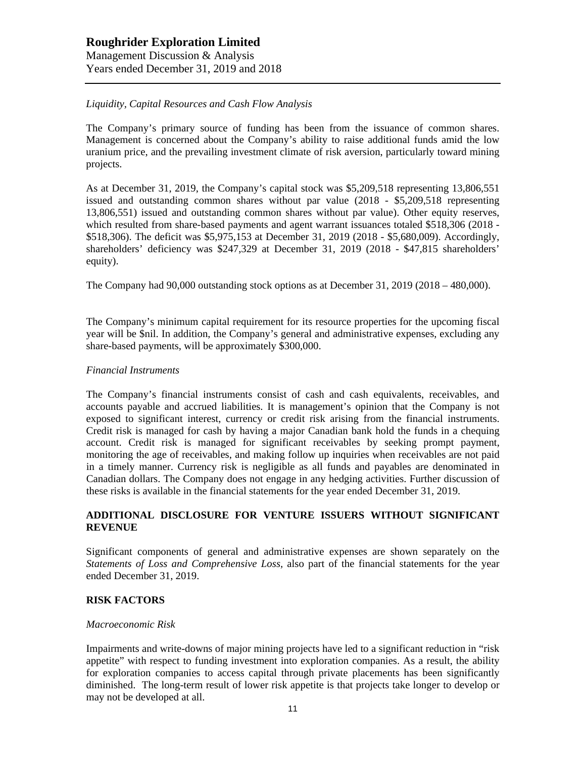*Liquidity, Capital Resources and Cash Flow Analysis*

The Company's primary source of funding has been from the issuance of common shares. Management is concerned about the Company's ability to raise additional funds amid the low uranium price, and the prevailing investment climate of risk aversion, particularly toward mining projects.

As at December 31, 2019, the Company's capital stock was $5,209,518 representing 13,806,551 issued and outstanding common shares without par value (2018 - $5,209,518 representing 13,806,551) issued and outstanding common shares without par value). Other equity reserves, which resulted from share-based payments and agent warrant issuances totaled $518,306 (2018 - $518,306). The deficit was $5,975,153 at December 31, 2019 (2018 - $5,680,009). Accordingly, shareholders' deficiency was $247,329 at December 31, 2019 (2018 - $47,815 shareholders' equity).

The Company had 90,000 outstanding stock options as at December 31, 2019 (2018 – 480,000).

The Company's minimum capital requirement for its resource properties for the upcoming fiscal year will be $nil. In addition, the Company's general and administrative expenses, excluding any share-based payments, will be approximately $300,000.

*Financial Instruments*

The Company's financial instruments consist of cash and cash equivalents, receivables, and accounts payable and accrued liabilities. It is management's opinion that the Company is not exposed to significant interest, currency or credit risk arising from the financial instruments. Credit risk is managed for cash by having a major Canadian bank hold the funds in a chequing account. Credit risk is managed for significant receivables by seeking prompt payment, monitoring the age of receivables, and making follow up inquiries when receivables are not paid in a timely manner. Currency risk is negligible as all funds and payables are denominated in Canadian dollars. The Company does not engage in any hedging activities. Further discussion of these risks is available in the financial statements for the year ended December 31, 2019.

## ADDITIONAL DISCLOSURE FOR VENTURE ISSUERS WITHOUT SIGNIFICANT REVENUE

Significant components of general and administrative expenses are shown separately on the *Statements of Loss and Comprehensive Loss*, also part of the financial statements for the year ended December 31, 2019.

## RISK FACTORS

*Macroeconomic Risk*

Impairments and write-downs of major mining projects have led to a significant reduction in "risk appetite" with respect to funding investment into exploration companies. As a result, the ability for exploration companies to access capital through private placements has been significantly diminished. The long-term result of lower risk appetite is that projects take longer to develop or may not be developed at all.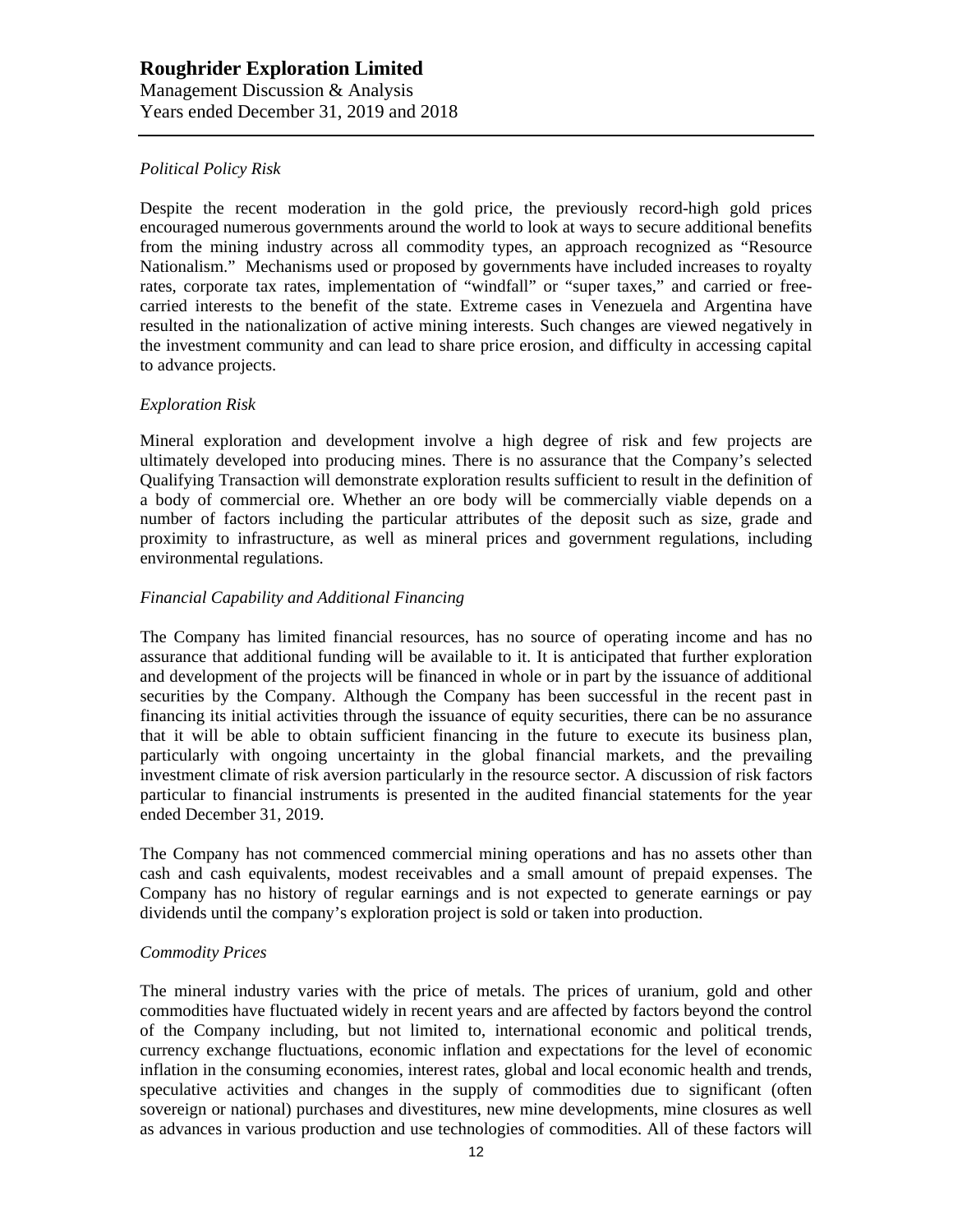*Political Policy Risk*

Despite the recent moderation in the gold price, the previously record-high gold prices encouraged numerous governments around the world to look at ways to secure additional benefits from the mining industry across all commodity types, an approach recognized as "Resource Nationalism." Mechanisms used or proposed by governments have included increases to royalty rates, corporate tax rates, implementation of "windfall" or "super taxes," and carried or free-carried interests to the benefit of the state. Extreme cases in Venezuela and Argentina have resulted in the nationalization of active mining interests. Such changes are viewed negatively in the investment community and can lead to share price erosion, and difficulty in accessing capital to advance projects.

*Exploration Risk*

Mineral exploration and development involve a high degree of risk and few projects are ultimately developed into producing mines. There is no assurance that the Company's selected Qualifying Transaction will demonstrate exploration results sufficient to result in the definition of a body of commercial ore. Whether an ore body will be commercially viable depends on a number of factors including the particular attributes of the deposit such as size, grade and proximity to infrastructure, as well as mineral prices and government regulations, including environmental regulations.

*Financial Capability and Additional Financing*

The Company has limited financial resources, has no source of operating income and has no assurance that additional funding will be available to it. It is anticipated that further exploration and development of the projects will be financed in whole or in part by the issuance of additional securities by the Company. Although the Company has been successful in the recent past in financing its initial activities through the issuance of equity securities, there can be no assurance that it will be able to obtain sufficient financing in the future to execute its business plan, particularly with ongoing uncertainty in the global financial markets, and the prevailing investment climate of risk aversion particularly in the resource sector. A discussion of risk factors particular to financial instruments is presented in the audited financial statements for the year ended December 31, 2019.

The Company has not commenced commercial mining operations and has no assets other than cash and cash equivalents, modest receivables and a small amount of prepaid expenses. The Company has no history of regular earnings and is not expected to generate earnings or pay dividends until the company's exploration project is sold or taken into production.

*Commodity Prices*

The mineral industry varies with the price of metals. The prices of uranium, gold and other commodities have fluctuated widely in recent years and are affected by factors beyond the control of the Company including, but not limited to, international economic and political trends, currency exchange fluctuations, economic inflation and expectations for the level of economic inflation in the consuming economies, interest rates, global and local economic health and trends, speculative activities and changes in the supply of commodities due to significant (often sovereign or national) purchases and divestitures, new mine developments, mine closures as well as advances in various production and use technologies of commodities. All of these factors will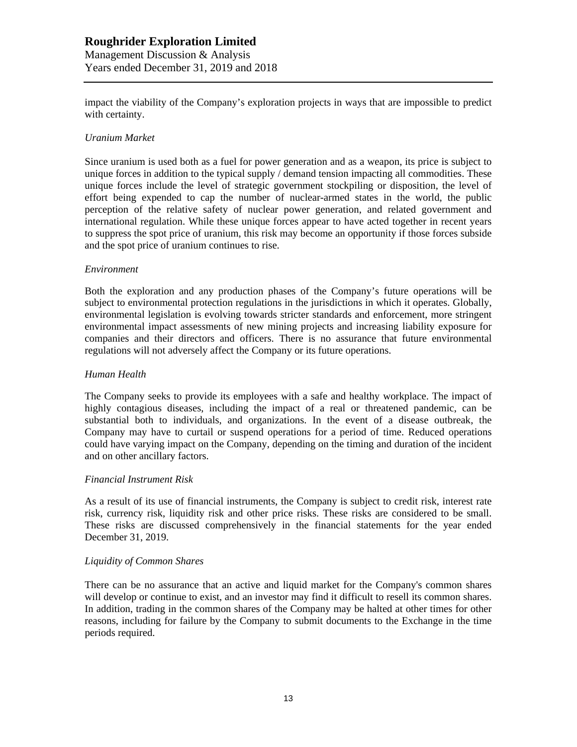impact the viability of the Company's exploration projects in ways that are impossible to predict with certainty.

*Uranium Market*

Since uranium is used both as a fuel for power generation and as a weapon, its price is subject to unique forces in addition to the typical supply / demand tension impacting all commodities. These unique forces include the level of strategic government stockpiling or disposition, the level of effort being expended to cap the number of nuclear-armed states in the world, the public perception of the relative safety of nuclear power generation, and related government and international regulation. While these unique forces appear to have acted together in recent years to suppress the spot price of uranium, this risk may become an opportunity if those forces subside and the spot price of uranium continues to rise.

*Environment*

Both the exploration and any production phases of the Company's future operations will be subject to environmental protection regulations in the jurisdictions in which it operates. Globally, environmental legislation is evolving towards stricter standards and enforcement, more stringent environmental impact assessments of new mining projects and increasing liability exposure for companies and their directors and officers. There is no assurance that future environmental regulations will not adversely affect the Company or its future operations.

*Human Health*

The Company seeks to provide its employees with a safe and healthy workplace. The impact of highly contagious diseases, including the impact of a real or threatened pandemic, can be substantial both to individuals, and organizations. In the event of a disease outbreak, the Company may have to curtail or suspend operations for a period of time. Reduced operations could have varying impact on the Company, depending on the timing and duration of the incident and on other ancillary factors.

*Financial Instrument Risk*

As a result of its use of financial instruments, the Company is subject to credit risk, interest rate risk, currency risk, liquidity risk and other price risks. These risks are considered to be small. These risks are discussed comprehensively in the financial statements for the year ended December 31, 2019.

*Liquidity of Common Shares*

There can be no assurance that an active and liquid market for the Company's common shares will develop or continue to exist, and an investor may find it difficult to resell its common shares. In addition, trading in the common shares of the Company may be halted at other times for other reasons, including for failure by the Company to submit documents to the Exchange in the time periods required.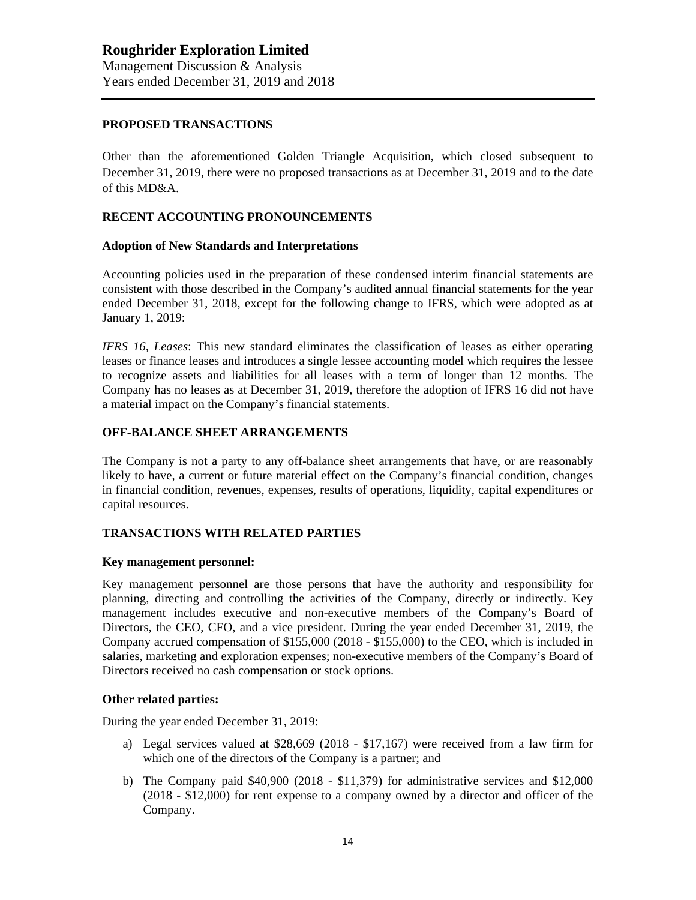## PROPOSED TRANSACTIONS

Other than the aforementioned Golden Triangle Acquisition, which closed subsequent to December 31, 2019, there were no proposed transactions as at December 31, 2019 and to the date of this MD&A.

## RECENT ACCOUNTING PRONOUNCEMENTS

### Adoption of New Standards and Interpretations

Accounting policies used in the preparation of these condensed interim financial statements are consistent with those described in the Company's audited annual financial statements for the year ended December 31, 2018, except for the following change to IFRS, which were adopted as at January 1, 2019:

*IFRS 16, Leases*: This new standard eliminates the classification of leases as either operating leases or finance leases and introduces a single lessee accounting model which requires the lessee to recognize assets and liabilities for all leases with a term of longer than 12 months. The Company has no leases as at December 31, 2019, therefore the adoption of IFRS 16 did not have a material impact on the Company's financial statements.

## OFF-BALANCE SHEET ARRANGEMENTS

The Company is not a party to any off-balance sheet arrangements that have, or are reasonably likely to have, a current or future material effect on the Company's financial condition, changes in financial condition, revenues, expenses, results of operations, liquidity, capital expenditures or capital resources.

## TRANSACTIONS WITH RELATED PARTIES

### Key management personnel:

Key management personnel are those persons that have the authority and responsibility for planning, directing and controlling the activities of the Company, directly or indirectly. Key management includes executive and non-executive members of the Company's Board of Directors, the CEO, CFO, and a vice president. During the year ended December 31, 2019, the Company accrued compensation of $155,000 (2018 - $155,000) to the CEO, which is included in salaries, marketing and exploration expenses; non-executive members of the Company's Board of Directors received no cash compensation or stock options.

### Other related parties:

During the year ended December 31, 2019:

a) Legal services valued at $28,669 (2018 - $17,167) were received from a law firm for which one of the directors of the Company is a partner; and

b) The Company paid $40,900 (2018 - $11,379) for administrative services and $12,000 (2018 - $12,000) for rent expense to a company owned by a director and officer of the Company.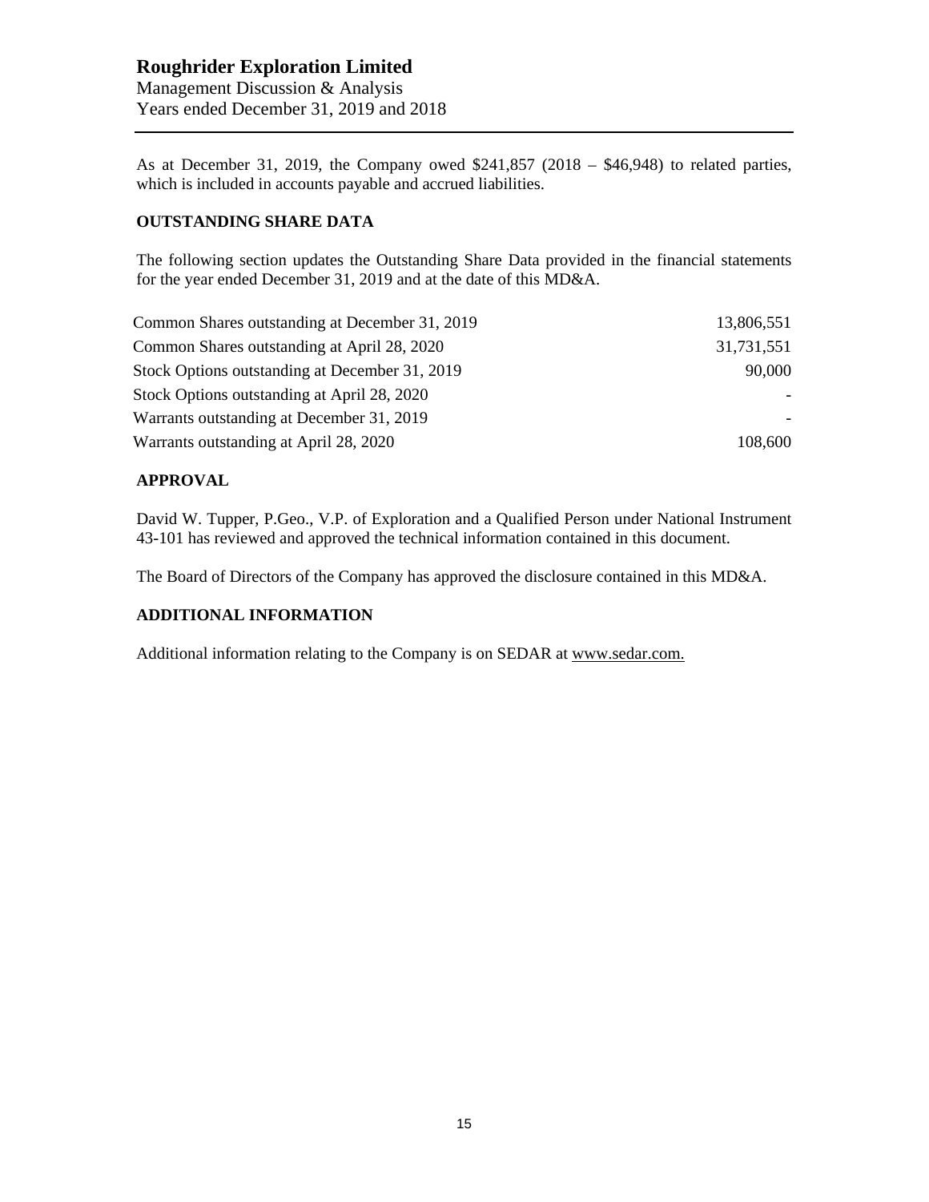As at December 31, 2019, the Company owed $241,857 (2018 – $46,948) to related parties, which is included in accounts payable and accrued liabilities.

## OUTSTANDING SHARE DATA

The following section updates the Outstanding Share Data provided in the financial statements for the year ended December 31, 2019 and at the date of this MD&A.

| | |
|---|---|
| Common Shares outstanding at December 31, 2019 | 13,806,551 |
| Common Shares outstanding at April 28, 2020 | 31,731,551 |
| Stock Options outstanding at December 31, 2019 | 90,000 |
| Stock Options outstanding at April 28, 2020 | - |
| Warrants outstanding at December 31, 2019 | - |
| Warrants outstanding at April 28, 2020 | 108,600 |

## APPROVAL

David W. Tupper, P.Geo., V.P. of Exploration and a Qualified Person under National Instrument 43-101 has reviewed and approved the technical information contained in this document.

The Board of Directors of the Company has approved the disclosure contained in this MD&A.

## ADDITIONAL INFORMATION

Additional information relating to the Company is on SEDAR at www.sedar.com.